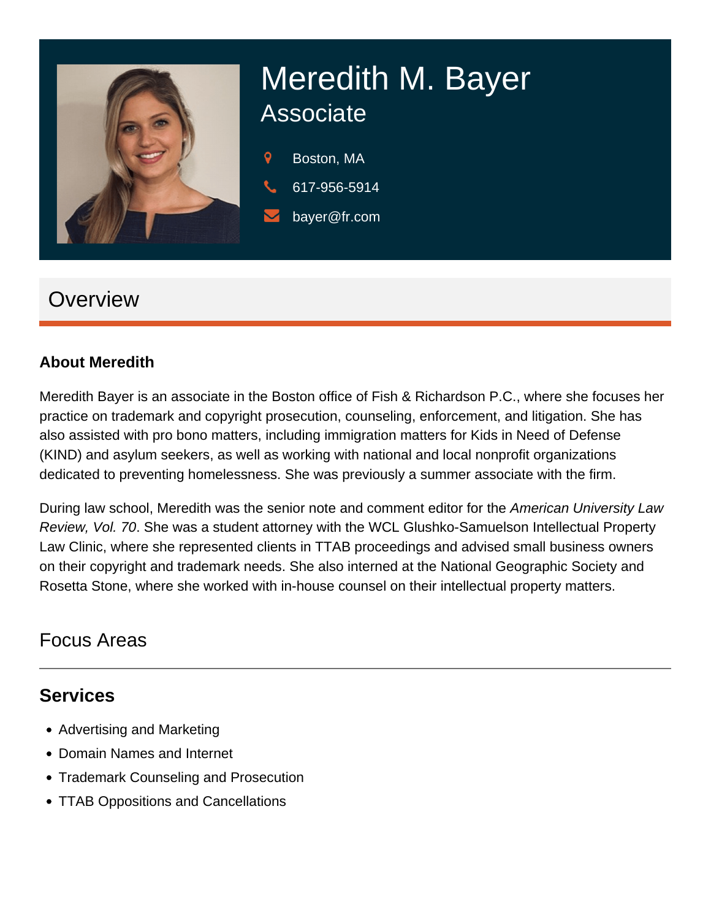# Meredith M. Bayer

## Associate

Boston, MA

617-956-5914

bayer@fr.com

## Overview

### About Meredith

Meredith Bayer is an associate in the Boston office of Fish & Richardson P.C., where she focuses her practice on trademark and copyright prosecution, counseling, enforcement, and litigation. She has also assisted with pro bono matters, including immigration matters for Kids in Need of Defense (KIND) and asylum seekers, as well as working with national and local nonprofit organizations dedicated to preventing homelessness. She was previously a summer associate with the firm.

During law school, Meredith was the senior note and comment editor for the *American University Law Review, Vol. 70*. She was a student attorney with the WCL Glushko-Samuelson Intellectual Property Law Clinic, where she represented clients in TTAB proceedings and advised small business owners on their copyright and trademark needs. She also interned at the National Geographic Society and Rosetta Stone, where she worked with in-house counsel on their intellectual property matters.

## Focus Areas

### Services

- Advertising and Marketing
- Domain Names and Internet
- Trademark Counseling and Prosecution
- TTAB Oppositions and Cancellations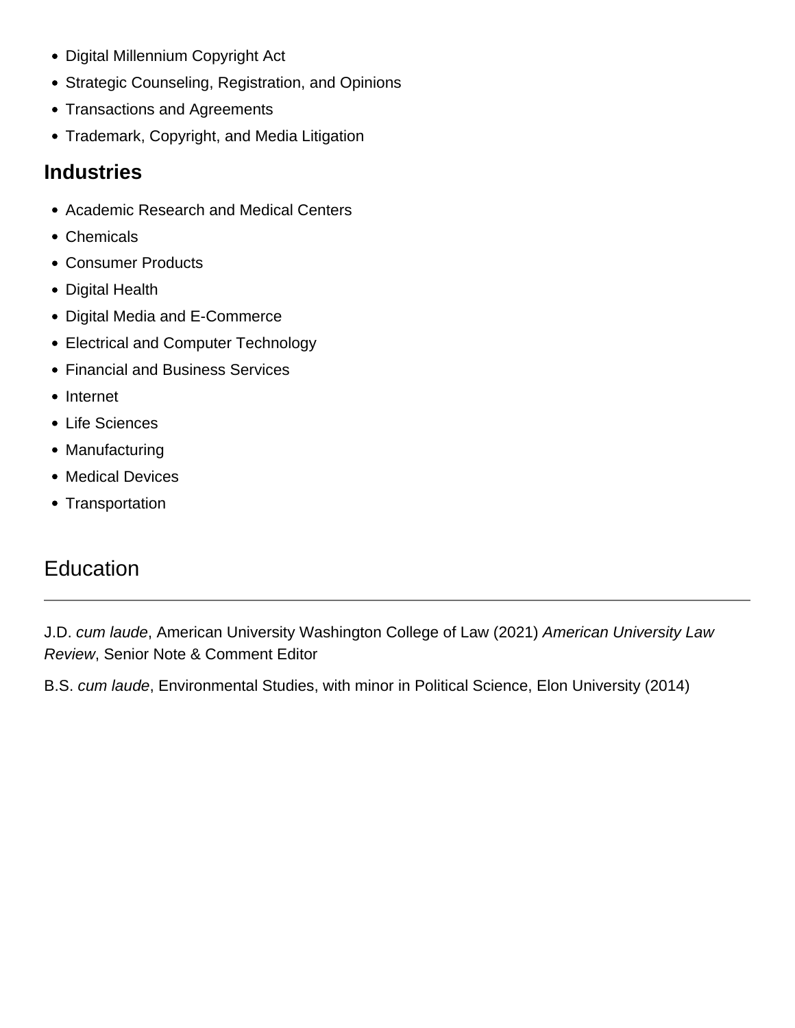- Digital Millennium Copyright Act
- Strategic Counseling, Registration, and Opinions
- Transactions and Agreements
- Trademark, Copyright, and Media Litigation

### Industries

- Academic Research and Medical Centers
- Chemicals
- Consumer Products
- Digital Health
- Digital Media and E-Commerce
- Electrical and Computer Technology
- Financial and Business Services
- Internet
- Life Sciences
- Manufacturing
- Medical Devices
- Transportation

## Education

J.D. *cum laude*, American University Washington College of Law (2021) *American University Law Review*, Senior Note & Comment Editor

B.S. *cum laude*, Environmental Studies, with minor in Political Science, Elon University (2014)